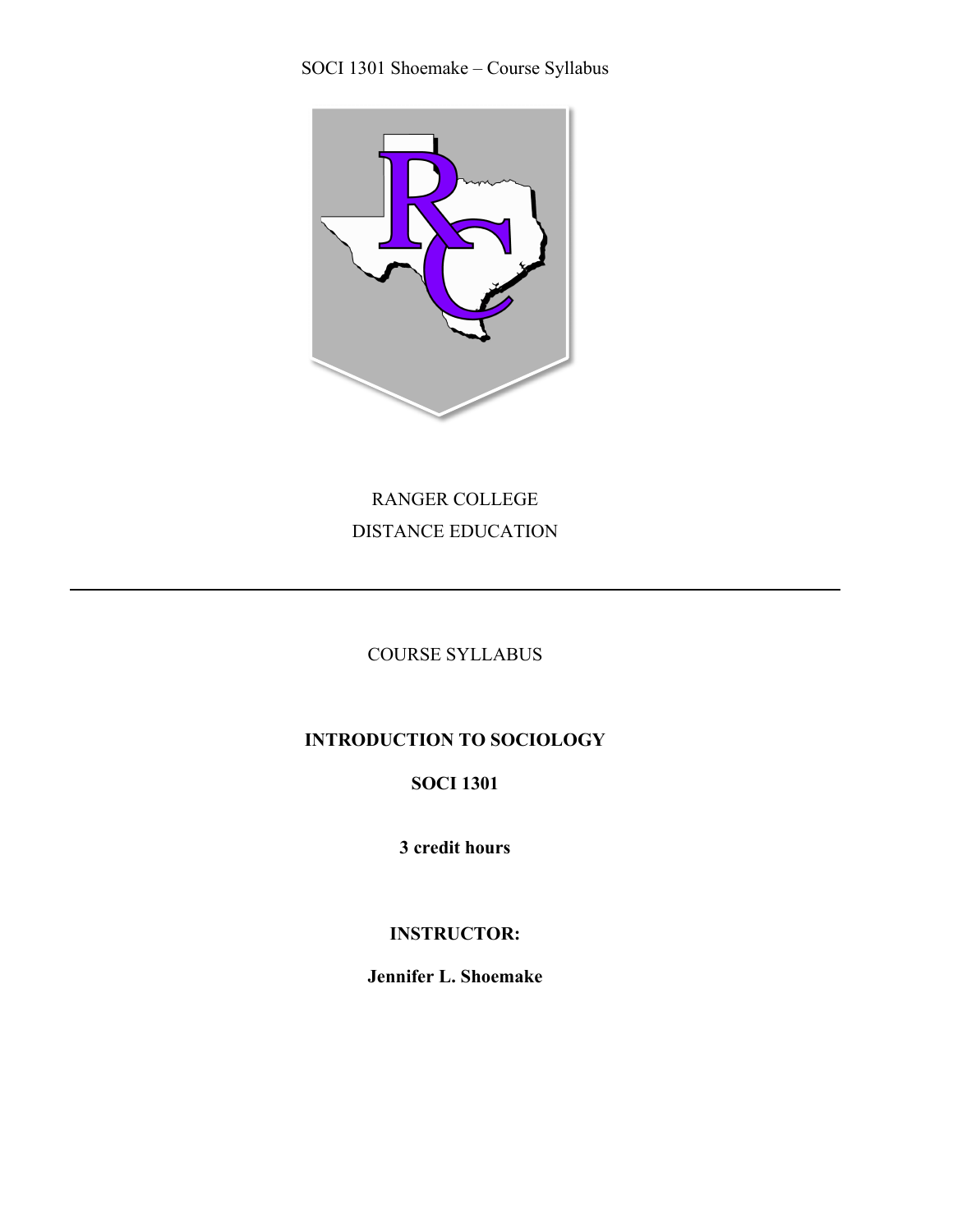RANGER COLLEGE

DISTANCE EDUCATION

---

COURSE SYLLABUS

**INTRODUCTION TO SOCIOLOGY**

**SOCI 1301**

**3 credit hours**

**INSTRUCTOR:**

**Jennifer L. Shoemake**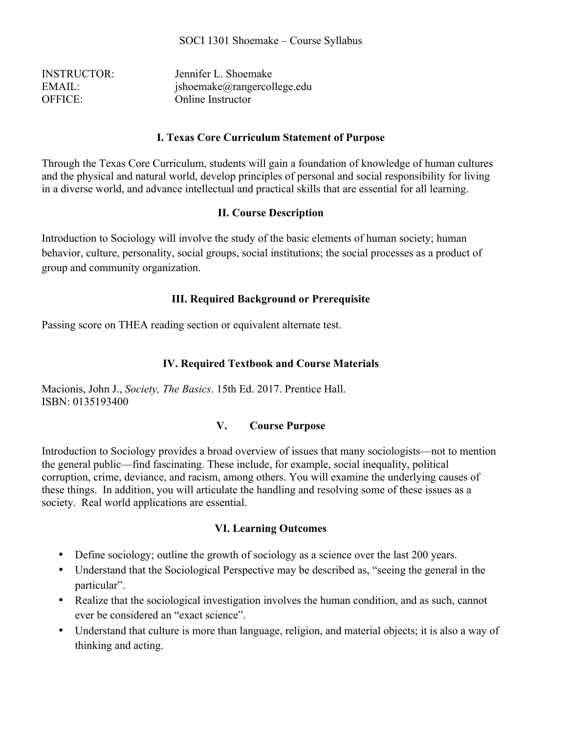SOCI 1301 Shoemake – Course Syllabus

INSTRUCTOR: Jennifer L. Shoemake
EMAIL: jshoemake@rangercollege.edu
OFFICE: Online Instructor

## I. Texas Core Curriculum Statement of Purpose

Through the Texas Core Curriculum, students will gain a foundation of knowledge of human cultures and the physical and natural world, develop principles of personal and social responsibility for living in a diverse world, and advance intellectual and practical skills that are essential for all learning.

## II. Course Description

Introduction to Sociology will involve the study of the basic elements of human society; human behavior, culture, personality, social groups, social institutions; the social processes as a product of group and community organization.

## III. Required Background or Prerequisite

Passing score on THEA reading section or equivalent alternate test.

## IV. Required Textbook and Course Materials

Macionis, John J., *Society, The Basics*. 15th Ed. 2017. Prentice Hall.
ISBN: 0135193400

## V. Course Purpose

Introduction to Sociology provides a broad overview of issues that many sociologists—not to mention the general public—find fascinating. These include, for example, social inequality, political corruption, crime, deviance, and racism, among others. You will examine the underlying causes of these things. In addition, you will articulate the handling and resolving some of these issues as a society. Real world applications are essential.

## VI. Learning Outcomes

- Define sociology; outline the growth of sociology as a science over the last 200 years.
- Understand that the Sociological Perspective may be described as, "seeing the general in the particular".
- Realize that the sociological investigation involves the human condition, and as such, cannot ever be considered an "exact science".
- Understand that culture is more than language, religion, and material objects; it is also a way of thinking and acting.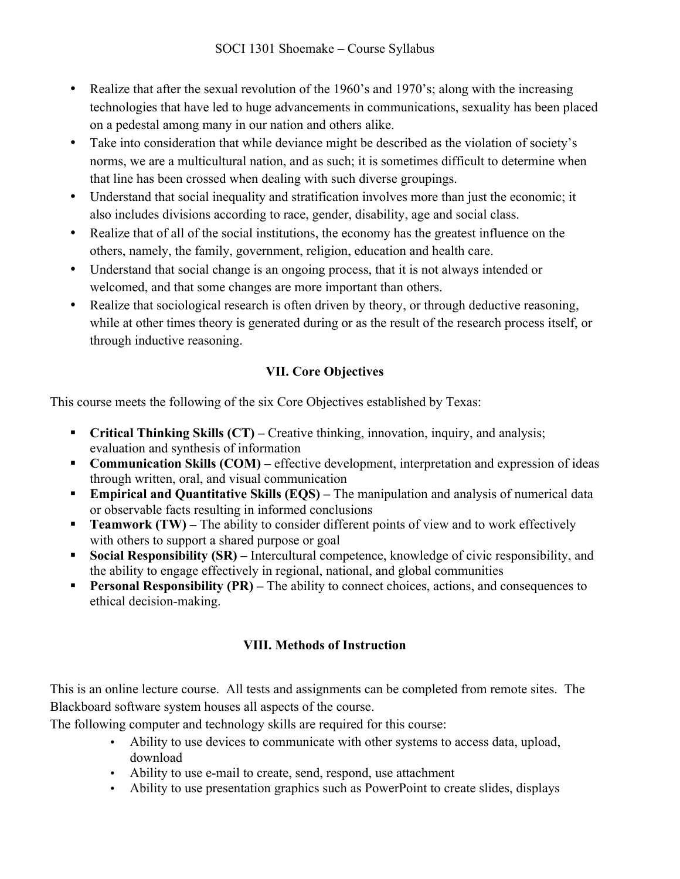- Realize that after the sexual revolution of the 1960's and 1970's; along with the increasing technologies that have led to huge advancements in communications, sexuality has been placed on a pedestal among many in our nation and others alike.
- Take into consideration that while deviance might be described as the violation of society's norms, we are a multicultural nation, and as such; it is sometimes difficult to determine when that line has been crossed when dealing with such diverse groupings.
- Understand that social inequality and stratification involves more than just the economic; it also includes divisions according to race, gender, disability, age and social class.
- Realize that of all of the social institutions, the economy has the greatest influence on the others, namely, the family, government, religion, education and health care.
- Understand that social change is an ongoing process, that it is not always intended or welcomed, and that some changes are more important than others.
- Realize that sociological research is often driven by theory, or through deductive reasoning, while at other times theory is generated during or as the result of the research process itself, or through inductive reasoning.

## VII. Core Objectives

This course meets the following of the six Core Objectives established by Texas:

- **Critical Thinking Skills (CT) –** Creative thinking, innovation, inquiry, and analysis; evaluation and synthesis of information
- **Communication Skills (COM) –** effective development, interpretation and expression of ideas through written, oral, and visual communication
- **Empirical and Quantitative Skills (EQS) –** The manipulation and analysis of numerical data or observable facts resulting in informed conclusions
- **Teamwork (TW) –** The ability to consider different points of view and to work effectively with others to support a shared purpose or goal
- **Social Responsibility (SR) –** Intercultural competence, knowledge of civic responsibility, and the ability to engage effectively in regional, national, and global communities
- **Personal Responsibility (PR) –** The ability to connect choices, actions, and consequences to ethical decision-making.

## VIII. Methods of Instruction

This is an online lecture course. All tests and assignments can be completed from remote sites. The Blackboard software system houses all aspects of the course.

The following computer and technology skills are required for this course:

- Ability to use devices to communicate with other systems to access data, upload, download
- Ability to use e-mail to create, send, respond, use attachment
- Ability to use presentation graphics such as PowerPoint to create slides, displays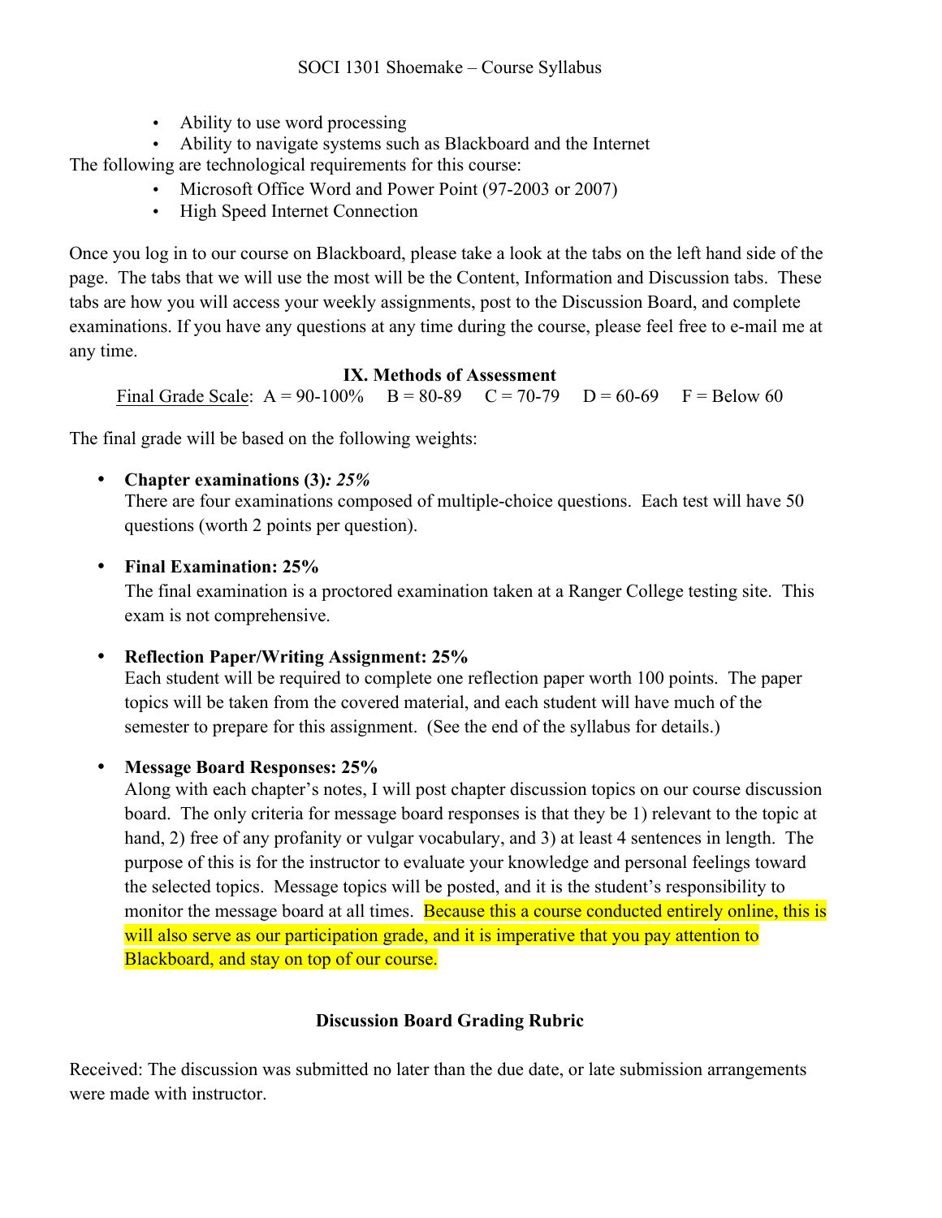- Ability to use word processing
- Ability to navigate systems such as Blackboard and the Internet

The following are technological requirements for this course:

- Microsoft Office Word and Power Point (97-2003 or 2007)
- High Speed Internet Connection

Once you log in to our course on Blackboard, please take a look at the tabs on the left hand side of the page. The tabs that we will use the most will be the Content, Information and Discussion tabs. These tabs are how you will access your weekly assignments, post to the Discussion Board, and complete examinations. If you have any questions at any time during the course, please feel free to e-mail me at any time.

## IX. Methods of Assessment

Final Grade Scale: A = 90-100% B = 80-89 C = 70-79 D = 60-69 F = Below 60

The final grade will be based on the following weights:

- **Chapter examinations (3)*: 25%***
  There are four examinations composed of multiple-choice questions. Each test will have 50 questions (worth 2 points per question).

- **Final Examination: 25%**
  The final examination is a proctored examination taken at a Ranger College testing site. This exam is not comprehensive.

- **Reflection Paper/Writing Assignment: 25%**
  Each student will be required to complete one reflection paper worth 100 points. The paper topics will be taken from the covered material, and each student will have much of the semester to prepare for this assignment. (See the end of the syllabus for details.)

- **Message Board Responses: 25%**
  Along with each chapter's notes, I will post chapter discussion topics on our course discussion board. The only criteria for message board responses is that they be 1) relevant to the topic at hand, 2) free of any profanity or vulgar vocabulary, and 3) at least 4 sentences in length. The purpose of this is for the instructor to evaluate your knowledge and personal feelings toward the selected topics. Message topics will be posted, and it is the student's responsibility to monitor the message board at all times. Because this a course conducted entirely online, this is will also serve as our participation grade, and it is imperative that you pay attention to Blackboard, and stay on top of our course.

### Discussion Board Grading Rubric

Received: The discussion was submitted no later than the due date, or late submission arrangements were made with instructor.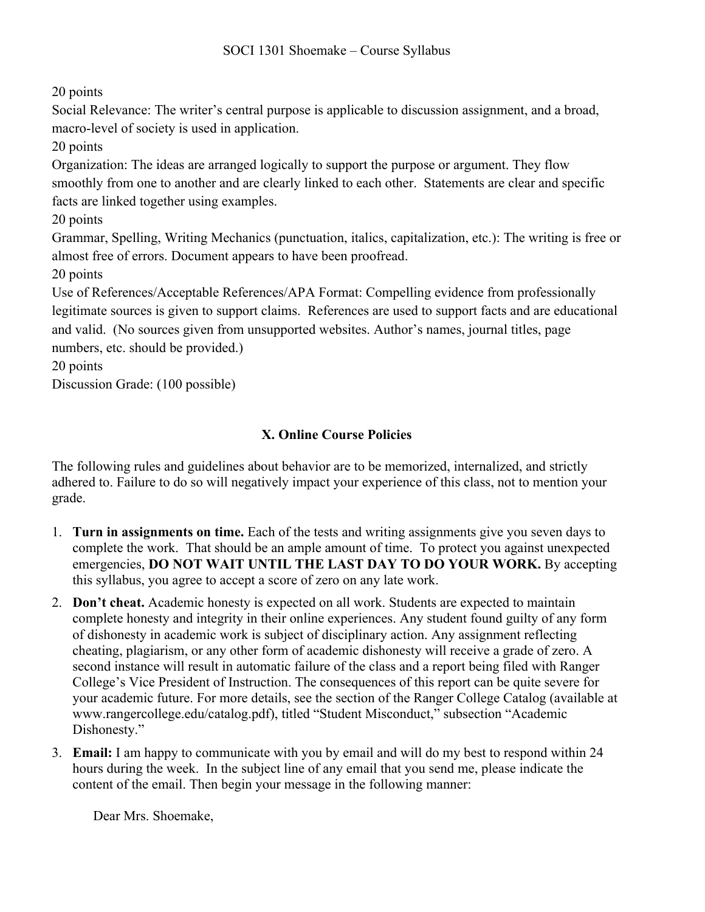20 points

Social Relevance: The writer's central purpose is applicable to discussion assignment, and a broad, macro-level of society is used in application.

20 points

Organization: The ideas are arranged logically to support the purpose or argument. They flow smoothly from one to another and are clearly linked to each other. Statements are clear and specific facts are linked together using examples.

20 points

Grammar, Spelling, Writing Mechanics (punctuation, italics, capitalization, etc.): The writing is free or almost free of errors. Document appears to have been proofread.

20 points

Use of References/Acceptable References/APA Format: Compelling evidence from professionally legitimate sources is given to support claims. References are used to support facts and are educational and valid. (No sources given from unsupported websites. Author's names, journal titles, page numbers, etc. should be provided.)

20 points

Discussion Grade: (100 possible)

## X. Online Course Policies

The following rules and guidelines about behavior are to be memorized, internalized, and strictly adhered to. Failure to do so will negatively impact your experience of this class, not to mention your grade.

1. **Turn in assignments on time.** Each of the tests and writing assignments give you seven days to complete the work. That should be an ample amount of time. To protect you against unexpected emergencies, **DO NOT WAIT UNTIL THE LAST DAY TO DO YOUR WORK.** By accepting this syllabus, you agree to accept a score of zero on any late work.
2. **Don't cheat.** Academic honesty is expected on all work. Students are expected to maintain complete honesty and integrity in their online experiences. Any student found guilty of any form of dishonesty in academic work is subject of disciplinary action. Any assignment reflecting cheating, plagiarism, or any other form of academic dishonesty will receive a grade of zero. A second instance will result in automatic failure of the class and a report being filed with Ranger College's Vice President of Instruction. The consequences of this report can be quite severe for your academic future. For more details, see the section of the Ranger College Catalog (available at www.rangercollege.edu/catalog.pdf), titled "Student Misconduct," subsection "Academic Dishonesty."
3. **Email:** I am happy to communicate with you by email and will do my best to respond within 24 hours during the week. In the subject line of any email that you send me, please indicate the content of the email. Then begin your message in the following manner:

   Dear Mrs. Shoemake,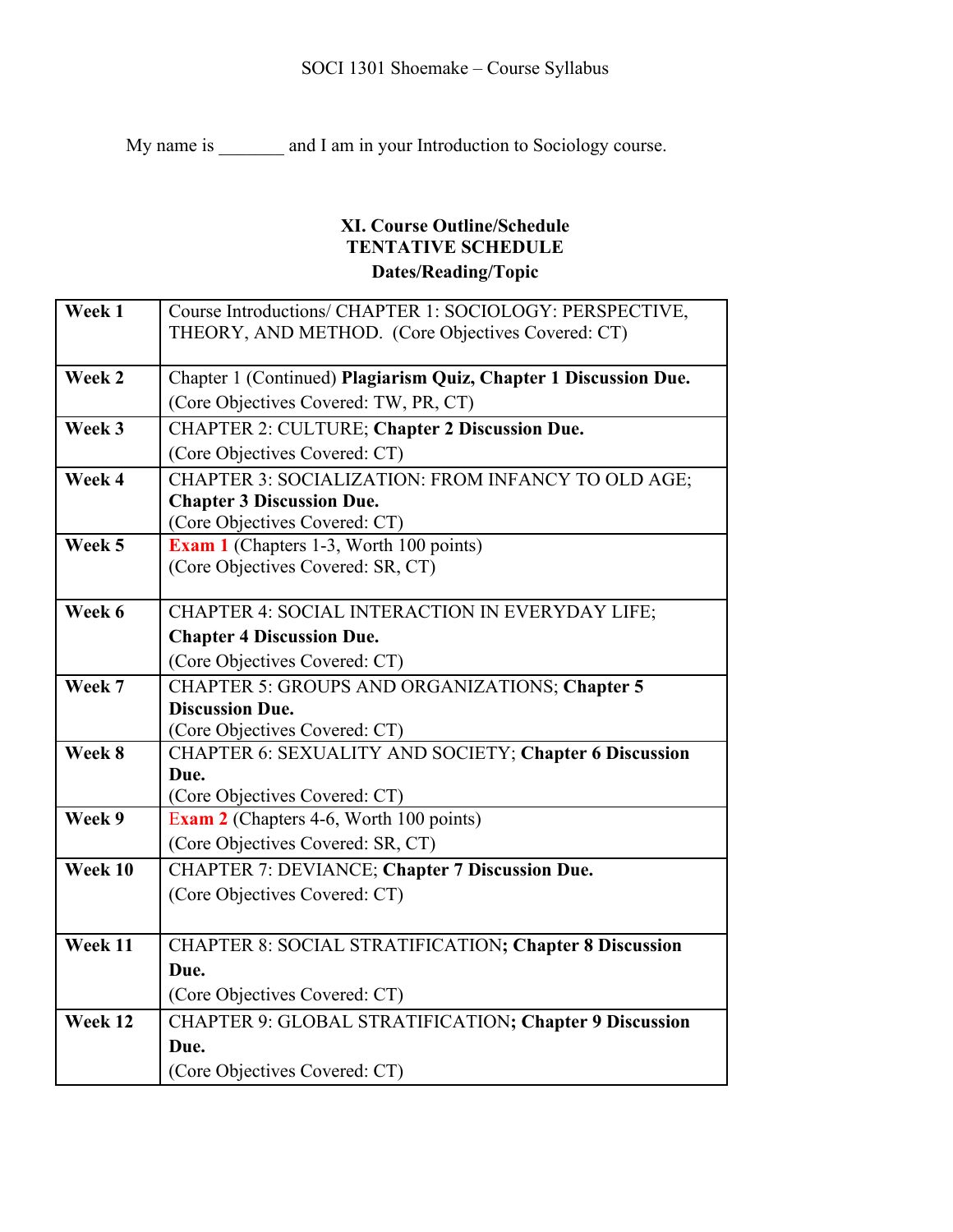My name is _______ and I am in your Introduction to Sociology course.

### XI. Course Outline/Schedule
### TENTATIVE SCHEDULE
### Dates/Reading/Topic

| | |
|---|---|
| **Week 1** | Course Introductions/ CHAPTER 1: SOCIOLOGY: PERSPECTIVE, THEORY, AND METHOD. (Core Objectives Covered: CT) |
| **Week 2** | Chapter 1 (Continued) **Plagiarism Quiz, Chapter 1 Discussion Due.** (Core Objectives Covered: TW, PR, CT) |
| **Week 3** | CHAPTER 2: CULTURE; **Chapter 2 Discussion Due.** (Core Objectives Covered: CT) |
| **Week 4** | CHAPTER 3: SOCIALIZATION: FROM INFANCY TO OLD AGE; **Chapter 3 Discussion Due.** (Core Objectives Covered: CT) |
| **Week 5** | **Exam 1** (Chapters 1-3, Worth 100 points) (Core Objectives Covered: SR, CT) |
| **Week 6** | CHAPTER 4: SOCIAL INTERACTION IN EVERYDAY LIFE; **Chapter 4 Discussion Due.** (Core Objectives Covered: CT) |
| **Week 7** | CHAPTER 5: GROUPS AND ORGANIZATIONS; **Chapter 5 Discussion Due.** (Core Objectives Covered: CT) |
| **Week 8** | CHAPTER 6: SEXUALITY AND SOCIETY; **Chapter 6 Discussion Due.** (Core Objectives Covered: CT) |
| **Week 9** | Exam 2 (Chapters 4-6, Worth 100 points) (Core Objectives Covered: SR, CT) |
| **Week 10** | CHAPTER 7: DEVIANCE; **Chapter 7 Discussion Due.** (Core Objectives Covered: CT) |
| **Week 11** | CHAPTER 8: SOCIAL STRATIFICATION**; Chapter 8 Discussion Due.** (Core Objectives Covered: CT) |
| **Week 12** | CHAPTER 9: GLOBAL STRATIFICATION**; Chapter 9 Discussion Due.** (Core Objectives Covered: CT) |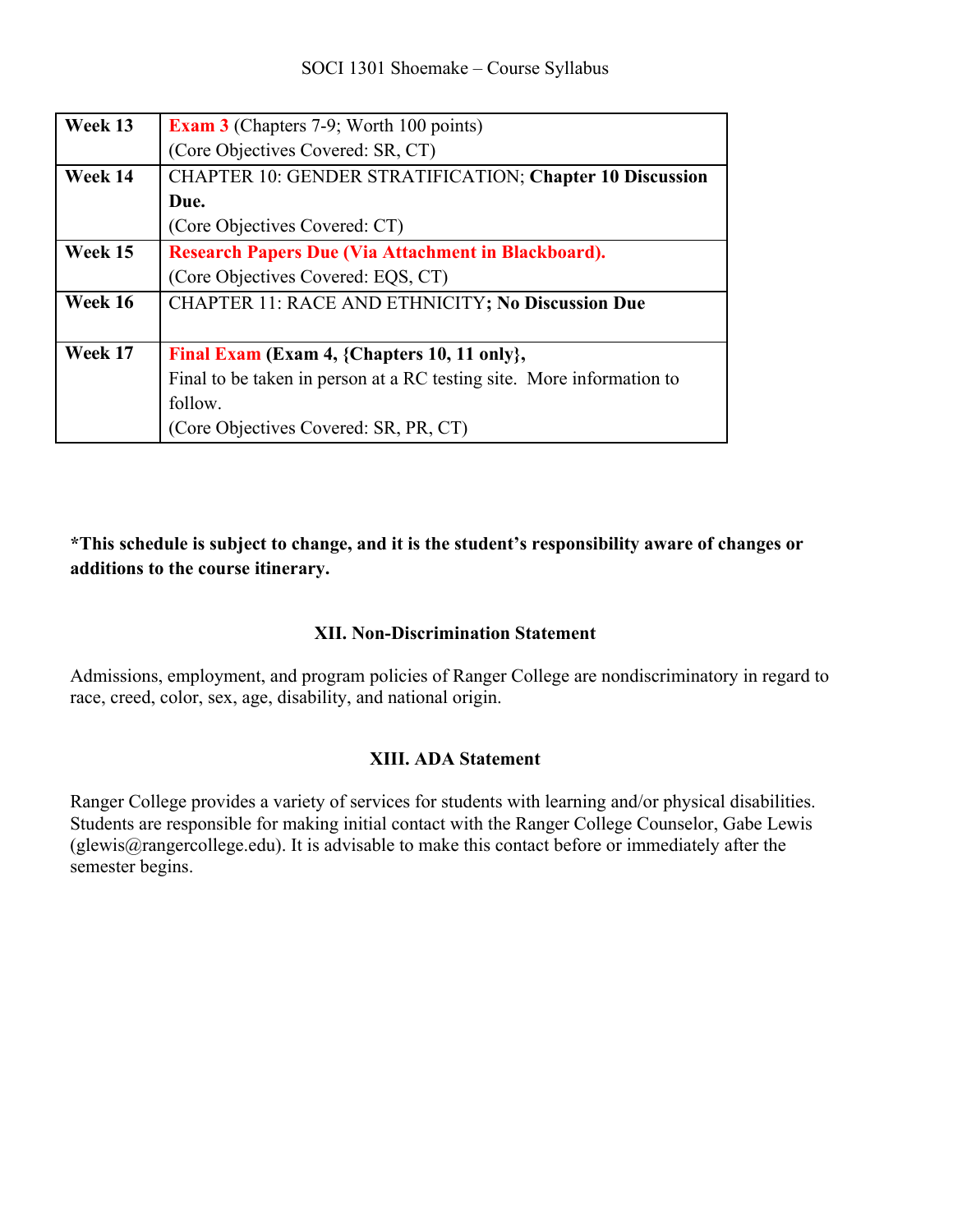| Week 13 | **Exam 3** (Chapters 7-9; Worth 100 points)<br>(Core Objectives Covered: SR, CT) |
|---|---|
| **Week 14** | CHAPTER 10: GENDER STRATIFICATION; **Chapter 10 Discussion Due.**<br>(Core Objectives Covered: CT) |
| **Week 15** | **Research Papers Due (Via Attachment in Blackboard).**<br>(Core Objectives Covered: EQS, CT) |
| **Week 16** | CHAPTER 11: RACE AND ETHNICITY**; No Discussion Due** |
| **Week 17** | Final Exam **(Exam 4, {Chapters 10, 11 only},**<br>Final to be taken in person at a RC testing site. More information to follow.<br>(Core Objectives Covered: SR, PR, CT) |

**\*This schedule is subject to change, and it is the student's responsibility aware of changes or additions to the course itinerary.**

### XII. Non-Discrimination Statement

Admissions, employment, and program policies of Ranger College are nondiscriminatory in regard to race, creed, color, sex, age, disability, and national origin.

### XIII. ADA Statement

Ranger College provides a variety of services for students with learning and/or physical disabilities. Students are responsible for making initial contact with the Ranger College Counselor, Gabe Lewis (glewis@rangercollege.edu). It is advisable to make this contact before or immediately after the semester begins.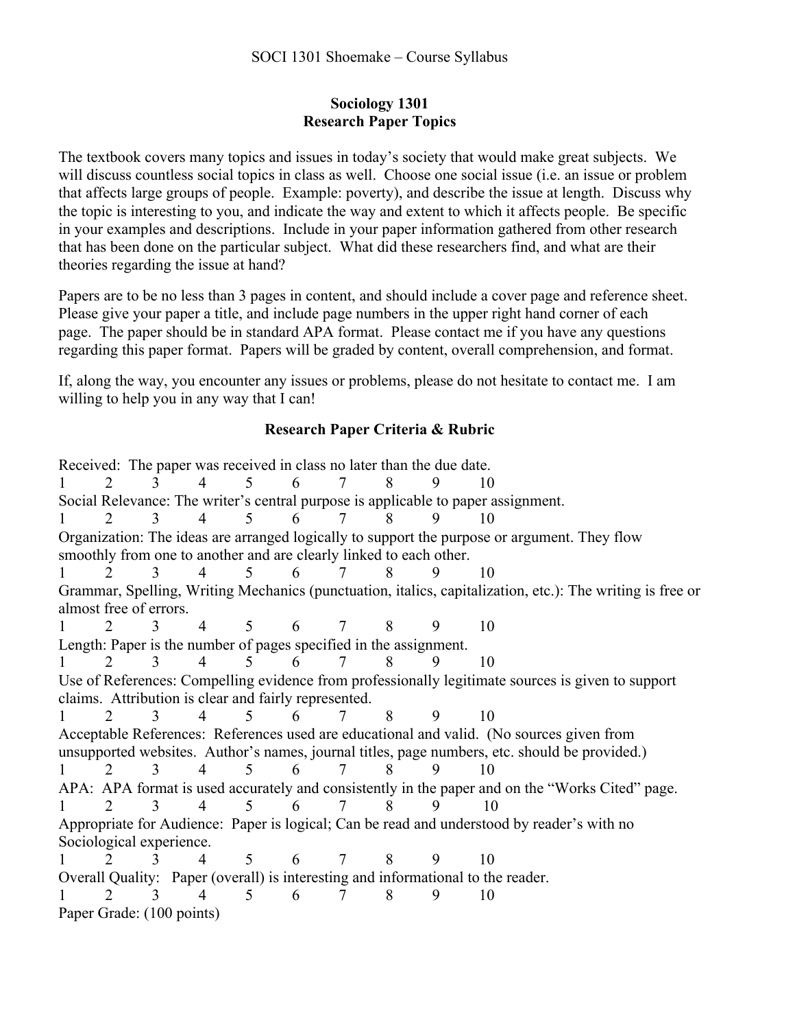## Sociology 1301
## Research Paper Topics

The textbook covers many topics and issues in today's society that would make great subjects. We will discuss countless social topics in class as well. Choose one social issue (i.e. an issue or problem that affects large groups of people. Example: poverty), and describe the issue at length. Discuss why the topic is interesting to you, and indicate the way and extent to which it affects people. Be specific in your examples and descriptions. Include in your paper information gathered from other research that has been done on the particular subject. What did these researchers find, and what are their theories regarding the issue at hand?

Papers are to be no less than 3 pages in content, and should include a cover page and reference sheet. Please give your paper a title, and include page numbers in the upper right hand corner of each page. The paper should be in standard APA format. Please contact me if you have any questions regarding this paper format. Papers will be graded by content, overall comprehension, and format.

If, along the way, you encounter any issues or problems, please do not hesitate to contact me. I am willing to help you in any way that I can!

### Research Paper Criteria & Rubric

Received: The paper was received in class no later than the due date.
1 2 3 4 5 6 7 8 9 10

Social Relevance: The writer's central purpose is applicable to paper assignment.
1 2 3 4 5 6 7 8 9 10

Organization: The ideas are arranged logically to support the purpose or argument. They flow smoothly from one to another and are clearly linked to each other.
1 2 3 4 5 6 7 8 9 10

Grammar, Spelling, Writing Mechanics (punctuation, italics, capitalization, etc.): The writing is free or almost free of errors.
1 2 3 4 5 6 7 8 9 10

Length: Paper is the number of pages specified in the assignment.
1 2 3 4 5 6 7 8 9 10

Use of References: Compelling evidence from professionally legitimate sources is given to support claims. Attribution is clear and fairly represented.
1 2 3 4 5 6 7 8 9 10

Acceptable References: References used are educational and valid. (No sources given from unsupported websites. Author's names, journal titles, page numbers, etc. should be provided.)
1 2 3 4 5 6 7 8 9 10

APA: APA format is used accurately and consistently in the paper and on the "Works Cited" page.
1 2 3 4 5 6 7 8 9 10

Appropriate for Audience: Paper is logical; Can be read and understood by reader's with no Sociological experience.
1 2 3 4 5 6 7 8 9 10

Overall Quality: Paper (overall) is interesting and informational to the reader.
1 2 3 4 5 6 7 8 9 10

Paper Grade: (100 points)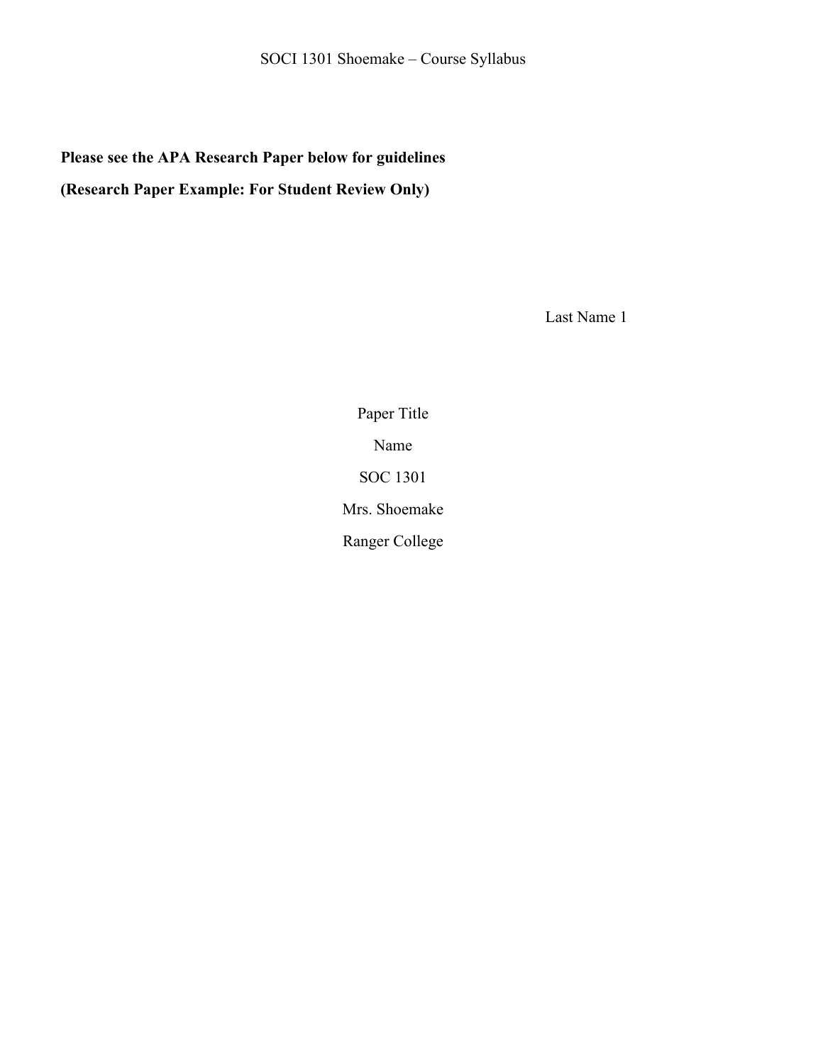**Please see the APA Research Paper below for guidelines**

**(Research Paper Example: For Student Review Only)**

Last Name 1

Paper Title

Name

SOC 1301

Mrs. Shoemake

Ranger College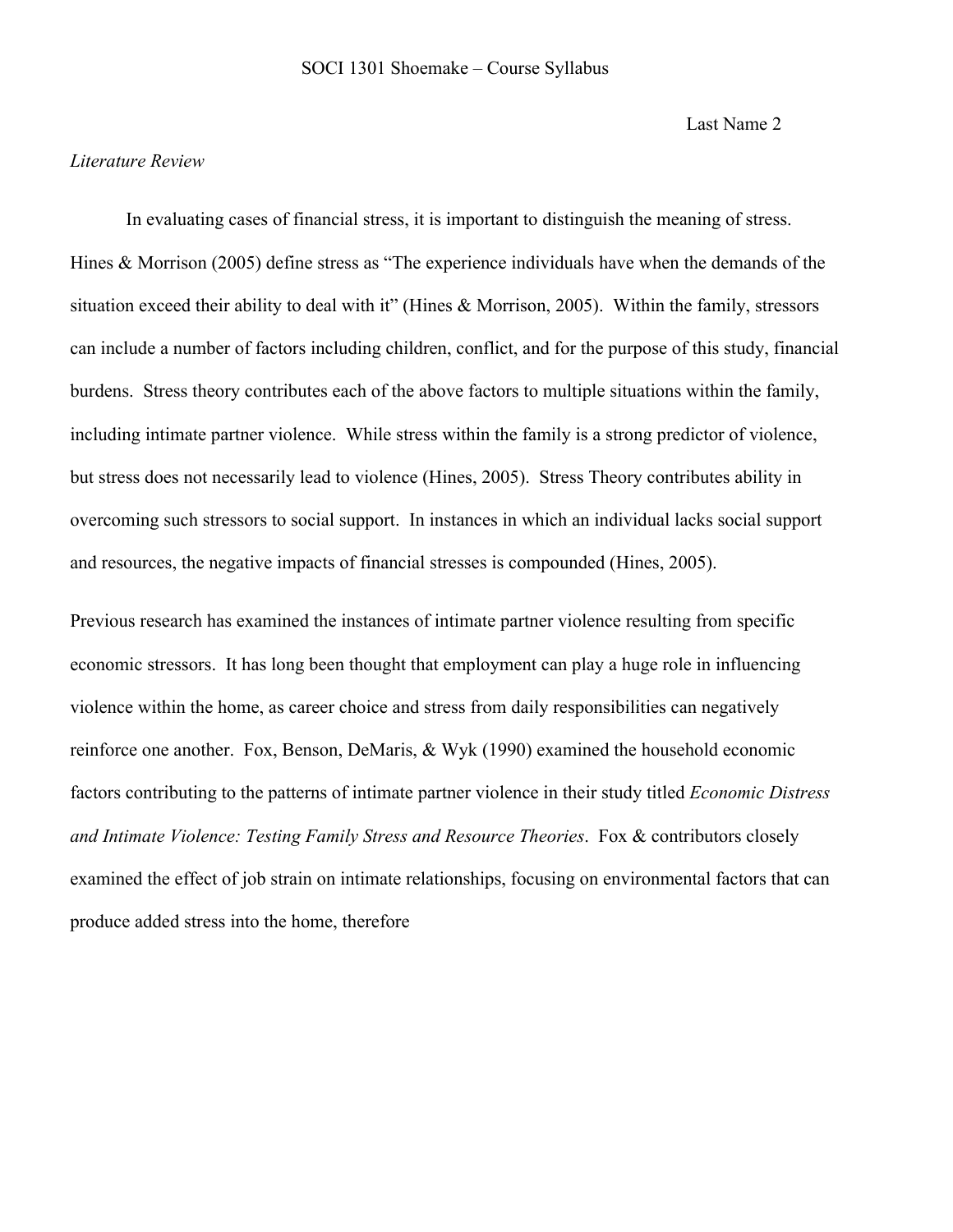*Literature Review*

In evaluating cases of financial stress, it is important to distinguish the meaning of stress. Hines & Morrison (2005) define stress as "The experience individuals have when the demands of the situation exceed their ability to deal with it" (Hines & Morrison, 2005). Within the family, stressors can include a number of factors including children, conflict, and for the purpose of this study, financial burdens. Stress theory contributes each of the above factors to multiple situations within the family, including intimate partner violence. While stress within the family is a strong predictor of violence, but stress does not necessarily lead to violence (Hines, 2005). Stress Theory contributes ability in overcoming such stressors to social support. In instances in which an individual lacks social support and resources, the negative impacts of financial stresses is compounded (Hines, 2005).

Previous research has examined the instances of intimate partner violence resulting from specific economic stressors. It has long been thought that employment can play a huge role in influencing violence within the home, as career choice and stress from daily responsibilities can negatively reinforce one another. Fox, Benson, DeMaris, & Wyk (1990) examined the household economic factors contributing to the patterns of intimate partner violence in their study titled *Economic Distress and Intimate Violence: Testing Family Stress and Resource Theories*. Fox & contributors closely examined the effect of job strain on intimate relationships, focusing on environmental factors that can produce added stress into the home, therefore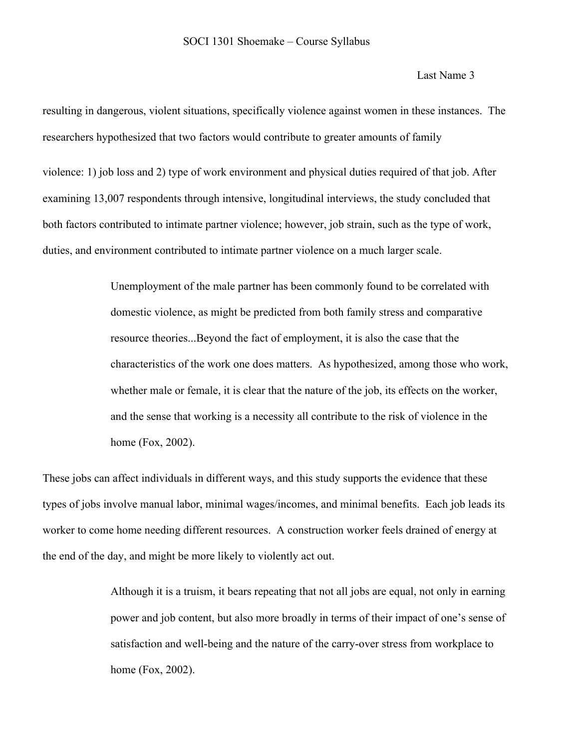resulting in dangerous, violent situations, specifically violence against women in these instances. The researchers hypothesized that two factors would contribute to greater amounts of family violence: 1) job loss and 2) type of work environment and physical duties required of that job. After examining 13,007 respondents through intensive, longitudinal interviews, the study concluded that both factors contributed to intimate partner violence; however, job strain, such as the type of work, duties, and environment contributed to intimate partner violence on a much larger scale.

> Unemployment of the male partner has been commonly found to be correlated with domestic violence, as might be predicted from both family stress and comparative resource theories...Beyond the fact of employment, it is also the case that the characteristics of the work one does matters. As hypothesized, among those who work, whether male or female, it is clear that the nature of the job, its effects on the worker, and the sense that working is a necessity all contribute to the risk of violence in the home (Fox, 2002).

These jobs can affect individuals in different ways, and this study supports the evidence that these types of jobs involve manual labor, minimal wages/incomes, and minimal benefits. Each job leads its worker to come home needing different resources. A construction worker feels drained of energy at the end of the day, and might be more likely to violently act out.

> Although it is a truism, it bears repeating that not all jobs are equal, not only in earning power and job content, but also more broadly in terms of their impact of one's sense of satisfaction and well-being and the nature of the carry-over stress from workplace to home (Fox, 2002).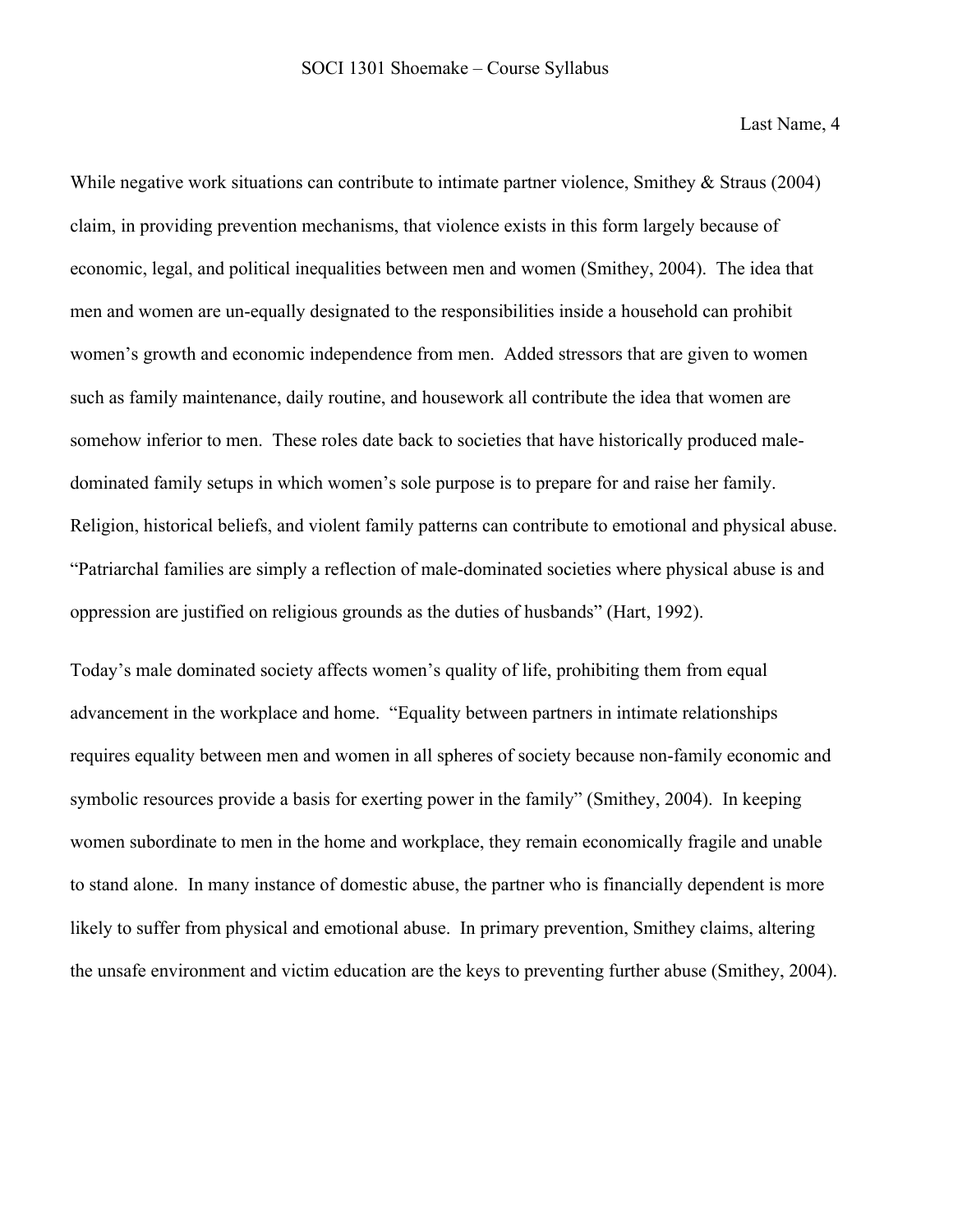While negative work situations can contribute to intimate partner violence, Smithey & Straus (2004) claim, in providing prevention mechanisms, that violence exists in this form largely because of economic, legal, and political inequalities between men and women (Smithey, 2004). The idea that men and women are un-equally designated to the responsibilities inside a household can prohibit women's growth and economic independence from men. Added stressors that are given to women such as family maintenance, daily routine, and housework all contribute the idea that women are somehow inferior to men. These roles date back to societies that have historically produced male-dominated family setups in which women's sole purpose is to prepare for and raise her family. Religion, historical beliefs, and violent family patterns can contribute to emotional and physical abuse. "Patriarchal families are simply a reflection of male-dominated societies where physical abuse is and oppression are justified on religious grounds as the duties of husbands" (Hart, 1992).

Today's male dominated society affects women's quality of life, prohibiting them from equal advancement in the workplace and home. "Equality between partners in intimate relationships requires equality between men and women in all spheres of society because non-family economic and symbolic resources provide a basis for exerting power in the family" (Smithey, 2004). In keeping women subordinate to men in the home and workplace, they remain economically fragile and unable to stand alone. In many instance of domestic abuse, the partner who is financially dependent is more likely to suffer from physical and emotional abuse. In primary prevention, Smithey claims, altering the unsafe environment and victim education are the keys to preventing further abuse (Smithey, 2004).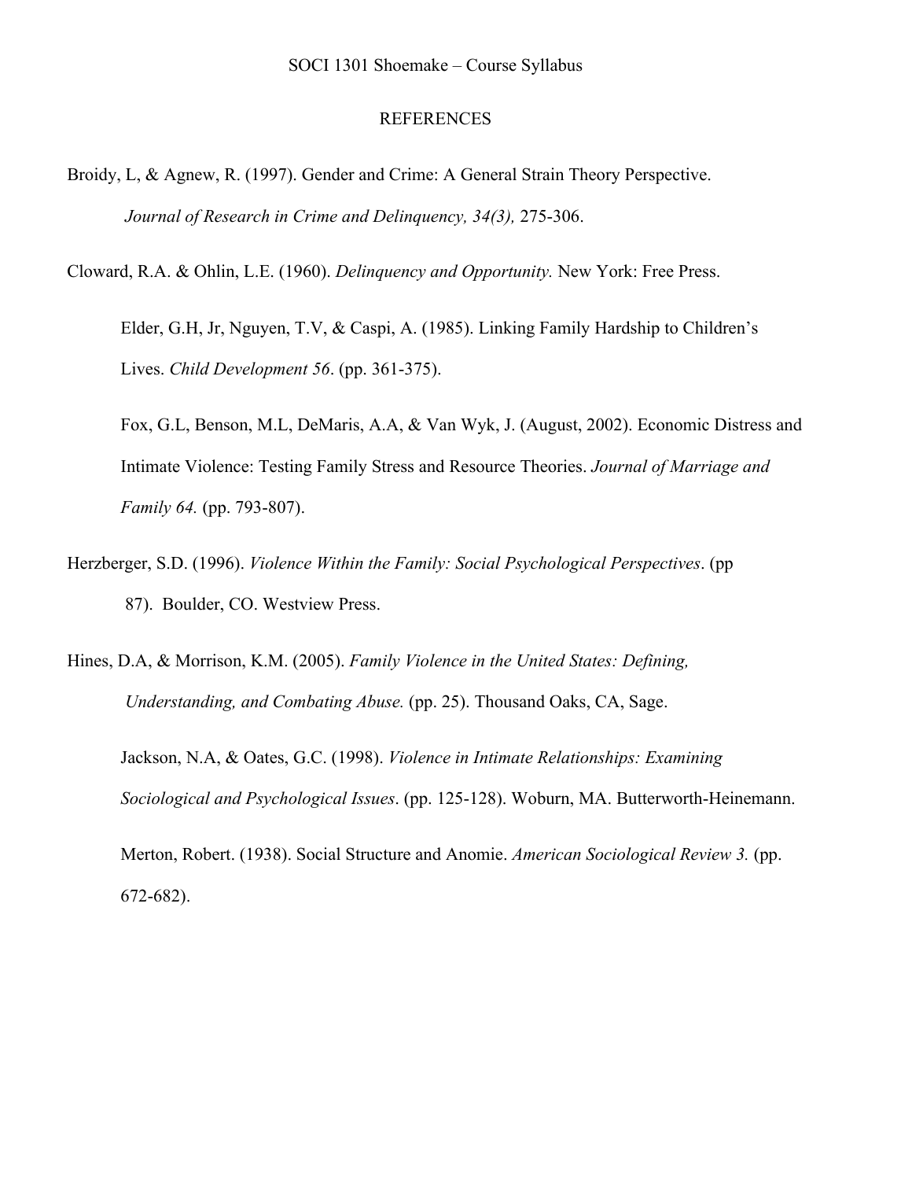# REFERENCES

Broidy, L, & Agnew, R. (1997). Gender and Crime: A General Strain Theory Perspective. *Journal of Research in Crime and Delinquency, 34(3),* 275-306.

Cloward, R.A. & Ohlin, L.E. (1960). *Delinquency and Opportunity.* New York: Free Press.

Elder, G.H, Jr, Nguyen, T.V, & Caspi, A. (1985). Linking Family Hardship to Children's Lives. *Child Development 56*. (pp. 361-375).

Fox, G.L, Benson, M.L, DeMaris, A.A, & Van Wyk, J. (August, 2002). Economic Distress and Intimate Violence: Testing Family Stress and Resource Theories. *Journal of Marriage and Family 64.* (pp. 793-807).

Herzberger, S.D. (1996). *Violence Within the Family: Social Psychological Perspectives*. (pp 87). Boulder, CO. Westview Press.

Hines, D.A, & Morrison, K.M. (2005). *Family Violence in the United States: Defining, Understanding, and Combating Abuse.* (pp. 25). Thousand Oaks, CA, Sage.

Jackson, N.A, & Oates, G.C. (1998). *Violence in Intimate Relationships: Examining Sociological and Psychological Issues*. (pp. 125-128). Woburn, MA. Butterworth-Heinemann.

Merton, Robert. (1938). Social Structure and Anomie. *American Sociological Review 3.* (pp. 672-682).